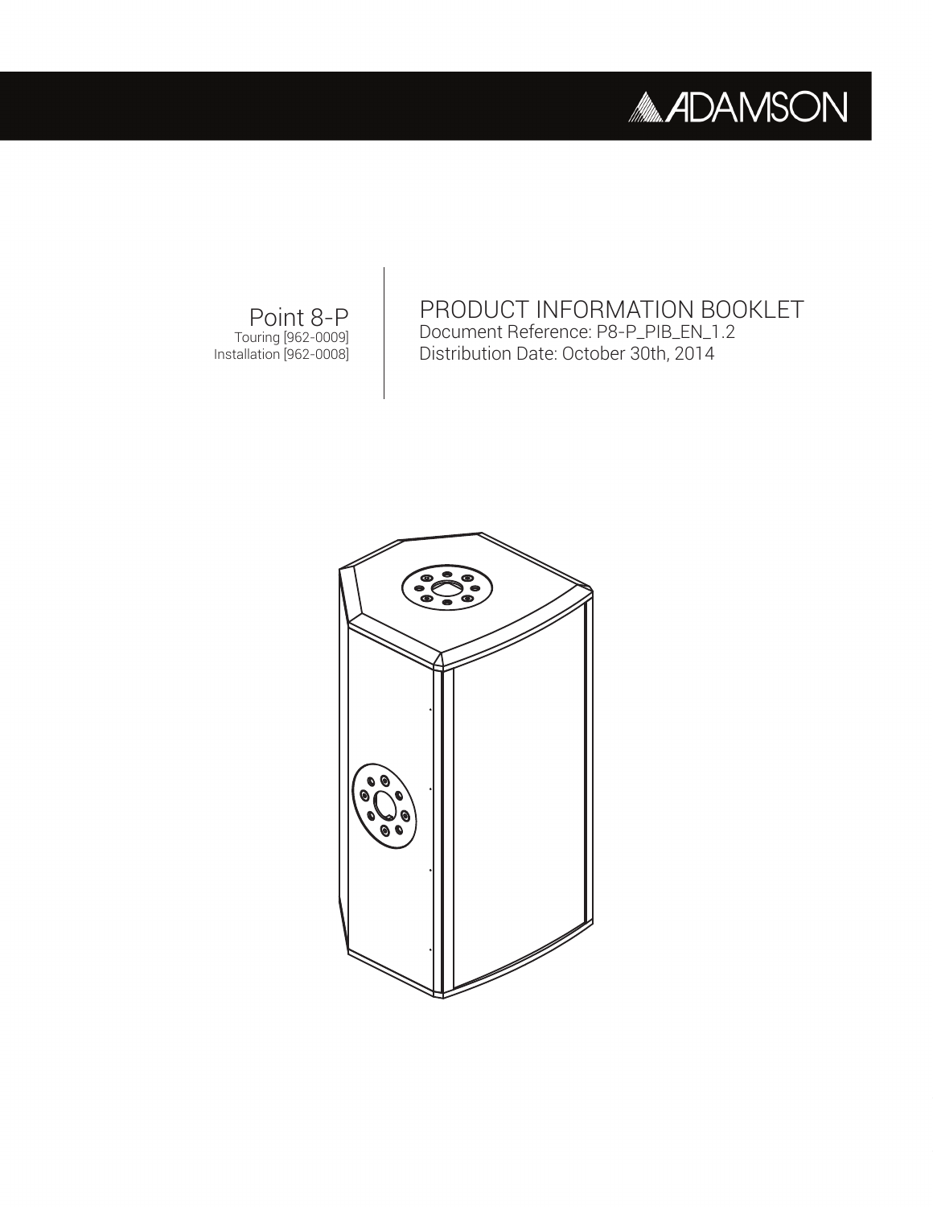ADAMSON

# Point 8-P

Touring [962-0009]
Installation [962-0008]

## PRODUCT INFORMATION BOOKLET

Document Reference: P8-P_PIB_EN_1.2
Distribution Date: October 30th, 2014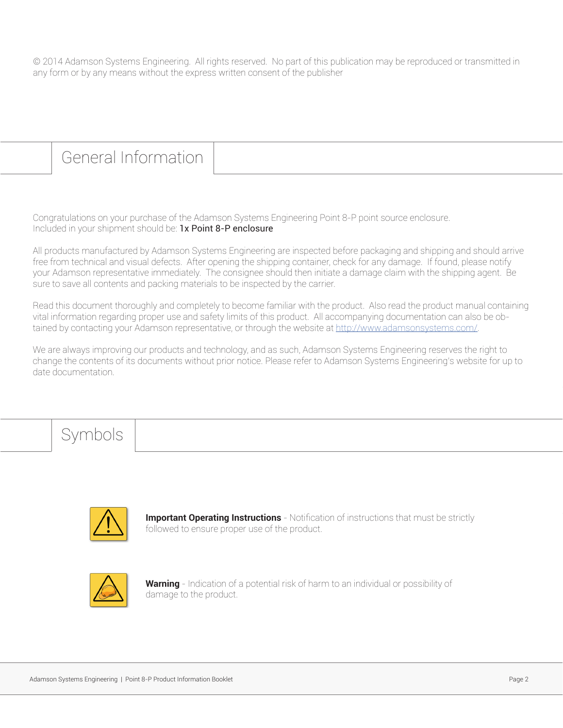© 2014 Adamson Systems Engineering. All rights reserved. No part of this publication may be reproduced or transmitted in any form or by any means without the express written consent of the publisher

# General Information

Congratulations on your purchase of the Adamson Systems Engineering Point 8-P point source enclosure. Included in your shipment should be: 1x Point 8-P enclosure

All products manufactured by Adamson Systems Engineering are inspected before packaging and shipping and should arrive free from technical and visual defects. After opening the shipping container, check for any damage. If found, please notify your Adamson representative immediately. The consignee should then initiate a damage claim with the shipping agent. Be sure to save all contents and packing materials to be inspected by the carrier.

Read this document thoroughly and completely to become familiar with the product. Also read the product manual containing vital information regarding proper use and safety limits of this product. All accompanying documentation can also be obtained by contacting your Adamson representative, or through the website at http://www.adamsonsystems.com/.

We are always improving our products and technology, and as such, Adamson Systems Engineering reserves the right to change the contents of its documents without prior notice. Please refer to Adamson Systems Engineering's website for up to date documentation.

# Symbols

**Important Operating Instructions** - Notification of instructions that must be strictly followed to ensure proper use of the product.

**Warning** - Indication of a potential risk of harm to an individual or possibility of damage to the product.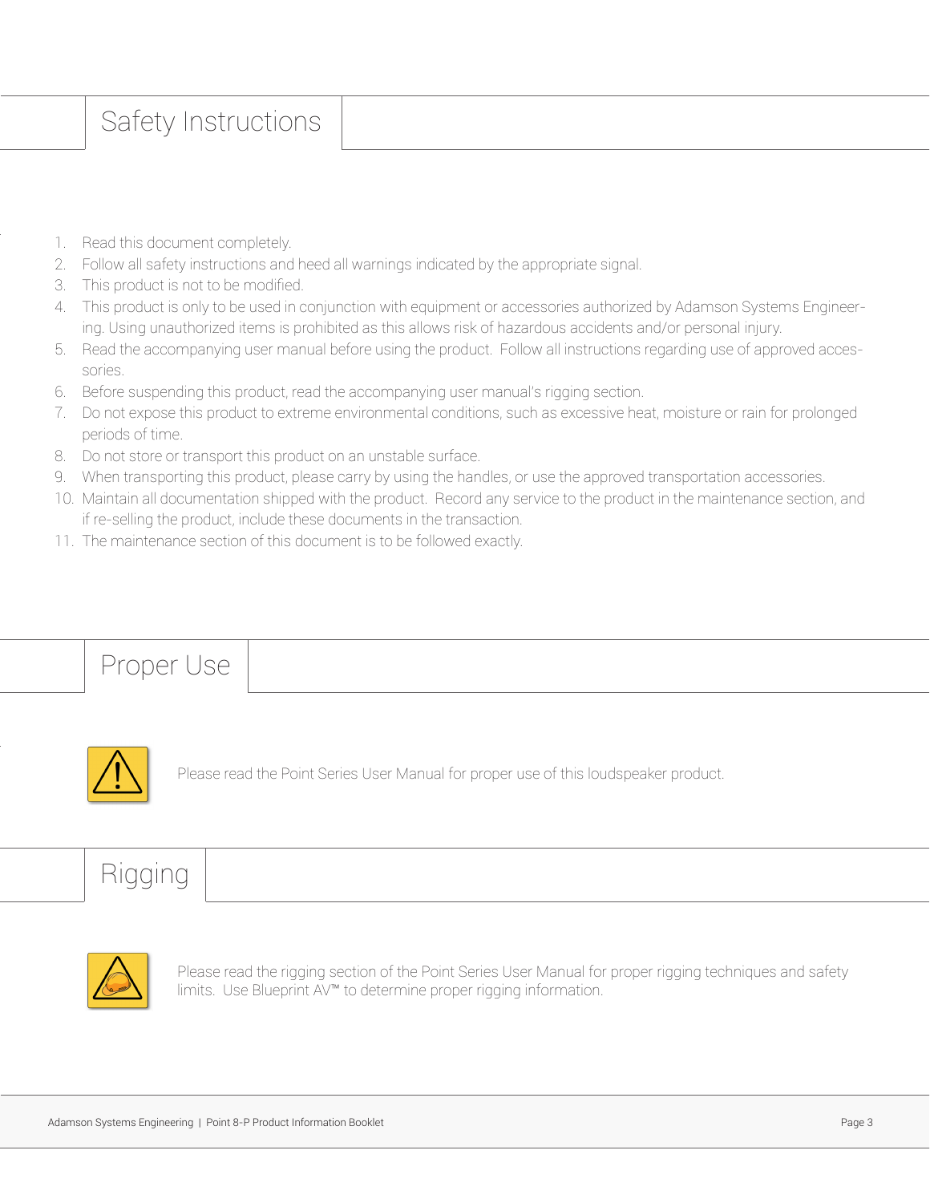## Safety Instructions

1. Read this document completely.
2. Follow all safety instructions and heed all warnings indicated by the appropriate signal.
3. This product is not to be modified.
4. This product is only to be used in conjunction with equipment or accessories authorized by Adamson Systems Engineering. Using unauthorized items is prohibited as this allows risk of hazardous accidents and/or personal injury.
5. Read the accompanying user manual before using the product. Follow all instructions regarding use of approved accessories.
6. Before suspending this product, read the accompanying user manual's rigging section.
7. Do not expose this product to extreme environmental conditions, such as excessive heat, moisture or rain for prolonged periods of time.
8. Do not store or transport this product on an unstable surface.
9. When transporting this product, please carry by using the handles, or use the approved transportation accessories.
10. Maintain all documentation shipped with the product. Record any service to the product in the maintenance section, and if re-selling the product, include these documents in the transaction.
11. The maintenance section of this document is to be followed exactly.

## Proper Use

Please read the Point Series User Manual for proper use of this loudspeaker product.

## Rigging

Please read the rigging section of the Point Series User Manual for proper rigging techniques and safety limits. Use Blueprint AV™ to determine proper rigging information.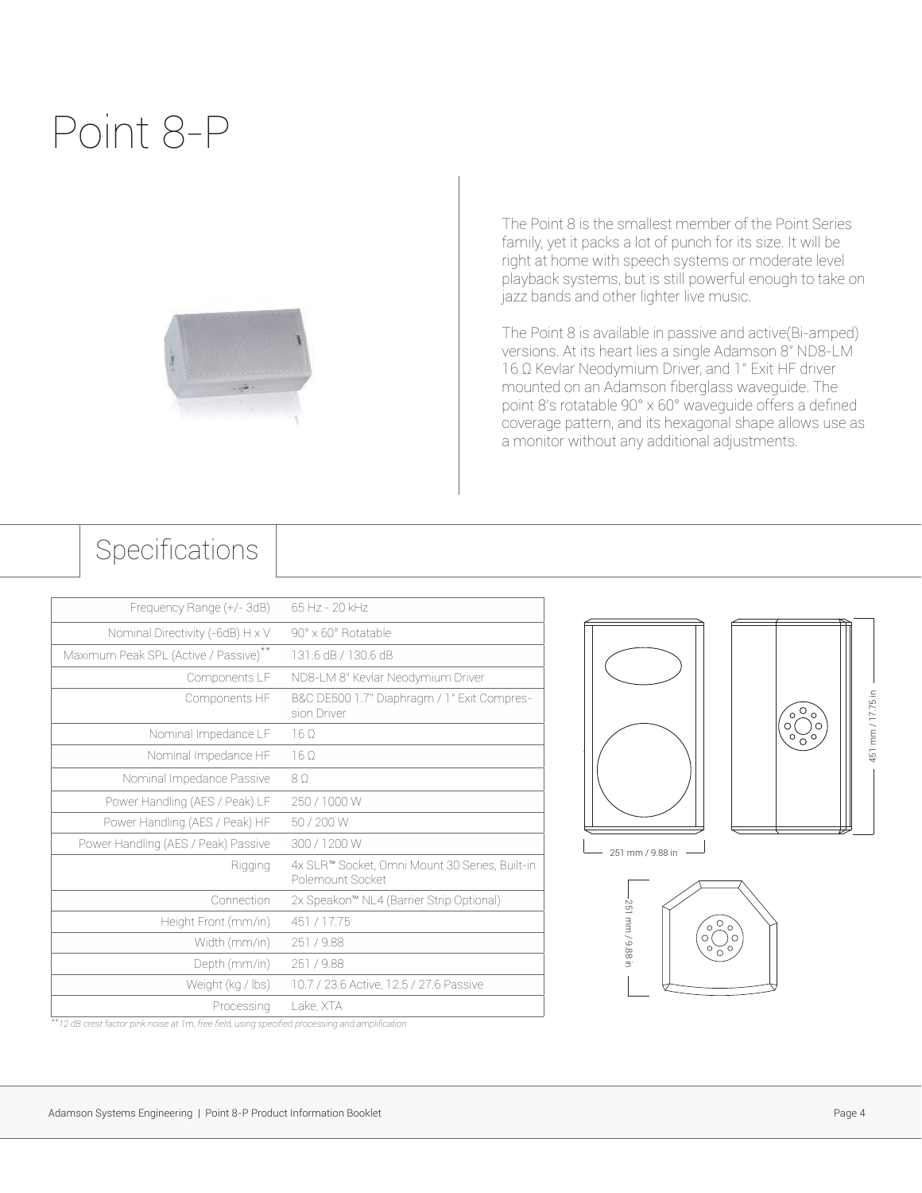# Point 8-P

The Point 8 is the smallest member of the Point Series family, yet it packs a lot of punch for its size. It will be right at home with speech systems or moderate level playback systems, but is still powerful enough to take on jazz bands and other lighter live music.

The Point 8 is available in passive and active(Bi-amped) versions. At its heart lies a single Adamson 8" ND8-LM 16 Ω Kevlar Neodymium Driver, and 1" Exit HF driver mounted on an Adamson fiberglass waveguide. The point 8's rotatable 90° x 60° waveguide offers a defined coverage pattern, and its hexagonal shape allows use as a monitor without any additional adjustments.

## Specifications

| | |
|---|---|
| Frequency Range (+/- 3dB) | 65 Hz - 20 kHz |
| Nominal Directivity (-6dB) H x V | 90° x 60° Rotatable |
| Maximum Peak SPL (Active / Passive)** | 131.6 dB / 130.6 dB |
| Components LF | ND8-LM 8" Kevlar Neodymium Driver |
| Components HF | B&C DE500 1.7" Diaphragm / 1" Exit Compression Driver |
| Nominal Impedance LF | 16 Ω |
| Nominal Impedance HF | 16 Ω |
| Nominal Impedance Passive | 8 Ω |
| Power Handling (AES / Peak) LF | 250 / 1000 W |
| Power Handling (AES / Peak) HF | 50 / 200 W |
| Power Handling (AES / Peak) Passive | 300 / 1200 W |
| Rigging | 4x SLR™ Socket, Omni Mount 30 Series, Built-in Polemount Socket |
| Connection | 2x Speakon™ NL4 (Barrier Strip Optional) |
| Height Front (mm/in) | 451 / 17.75 |
| Width (mm/in) | 251 / 9.88 |
| Depth (mm/in) | 251 / 9.88 |
| Weight (kg / lbs) | 10.7 / 23.6 Active, 12.5 / 27.6 Passive |
| Processing | Lake, XTA |

*\*\*12 dB crest factor pink noise at 1m, free field, using specified processing and amplification*

451 mm / 17.75 in

251 mm / 9.88 in

251 mm / 9.88 in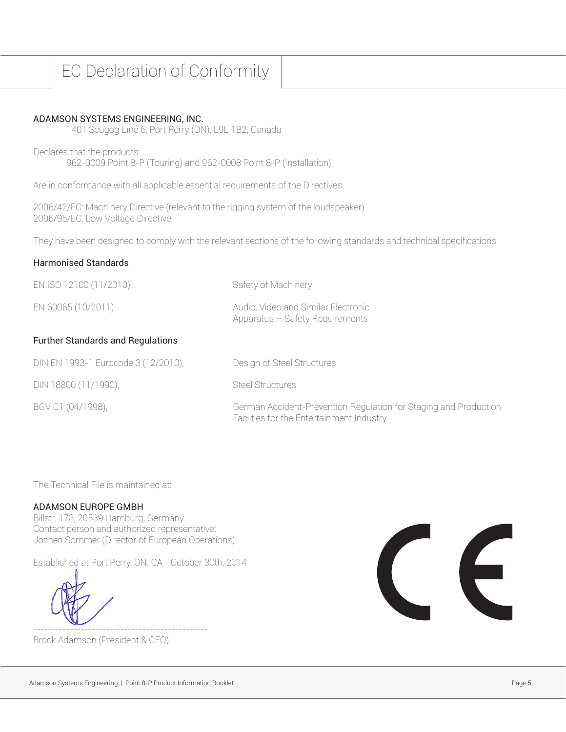# EC Declaration of Conformity

ADAMSON SYSTEMS ENGINEERING, INC.
1401 Scugog Line 6, Port Perry (ON), L9L 1B2, Canada

Declares that the products:
962-0009 Point 8-P (Touring) and 962-0008 Point 8-P (Installation)

Are in conformance with all applicable essential requirements of the Directives:

2006/42/EC: Machinery Directive (relevant to the rigging system of the loudspeaker)
2006/95/EC: Low Voltage Directive

They have been designed to comply with the relevant sections of the following standards and technical specifications:

## Harmonised Standards

| | |
|---|---|
| EN ISO 12100 (11/2010) | Safety of Machinery |
| EN 60065 (10/2011): | Audio, Video and Similar Electronic Apparatus – Safety Requirements |

## Further Standards and Regulations

| | |
|---|---|
| DIN EN 1993-1 Eurocode 3 (12/2010), | Design of Steel Structures |
| DIN 18800 (11/1990), | Steel Structures |
| BGV C1 (04/1998), | German Accident-Prevention Regulation for Staging and Production Facilties for the Entertainment Industry |

The Technical File is maintained at:

ADAMSON EUROPE GMBH
Billstr. 173, 20539 Hamburg, Germany
Contact person and authorized representative:
Jochen Sommer (Director of European Operations)

Established at Port Perry, ON. CA - October 30th, 2014

-------------------------------------------------
Brock Adamson (President & CEO)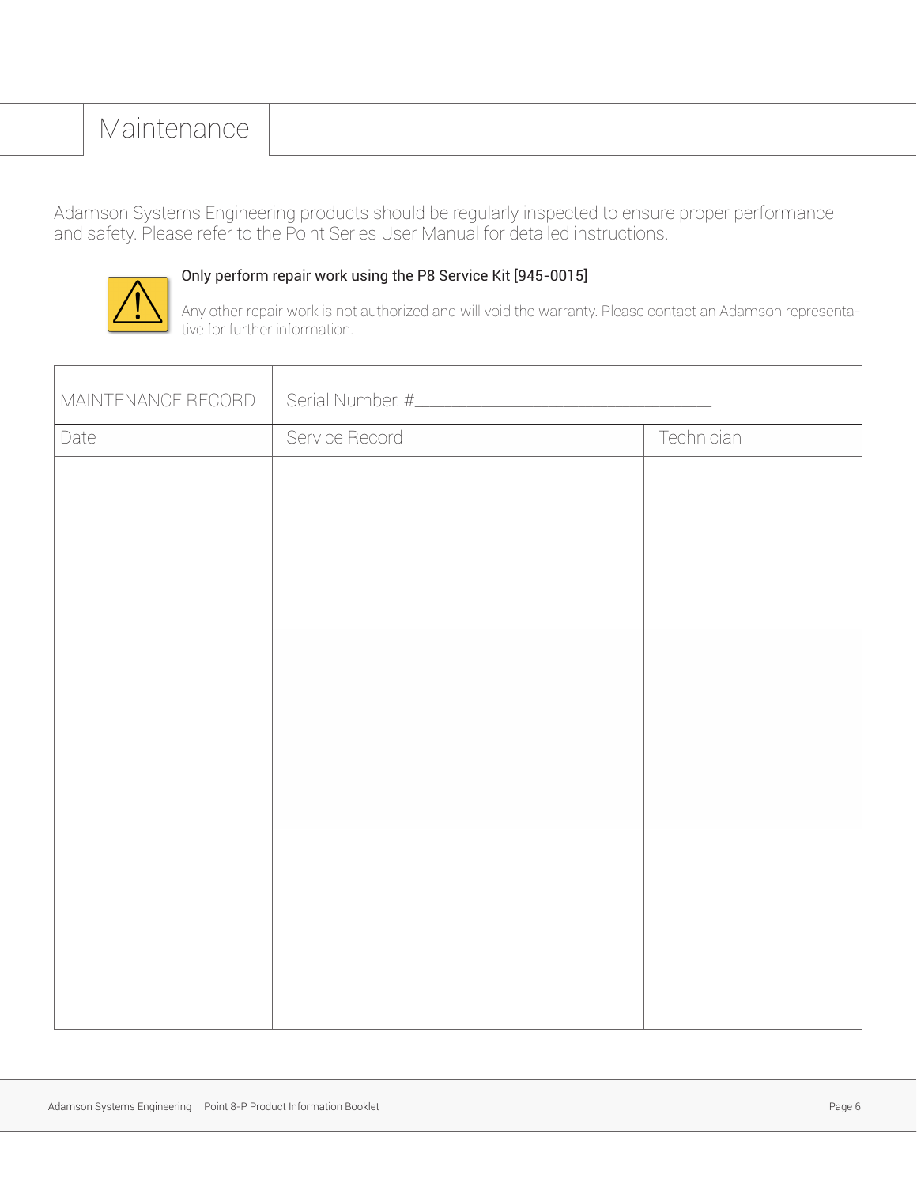# Maintenance

Adamson Systems Engineering products should be regularly inspected to ensure proper performance and safety. Please refer to the Point Series User Manual for detailed instructions.

**Only perform repair work using the P8 Service Kit [945-0015]**

Any other repair work is not authorized and will void the warranty. Please contact an Adamson representative for further information.

| MAINTENANCE RECORD | Serial Number: #\_\_\_\_\_\_\_\_\_\_\_\_\_\_\_\_\_\_\_\_\_\_\_\_\_\_\_\_\_\_ | |
|---|---|---|
| Date | Service Record | Technician |
| | | |
| | | |
| | | |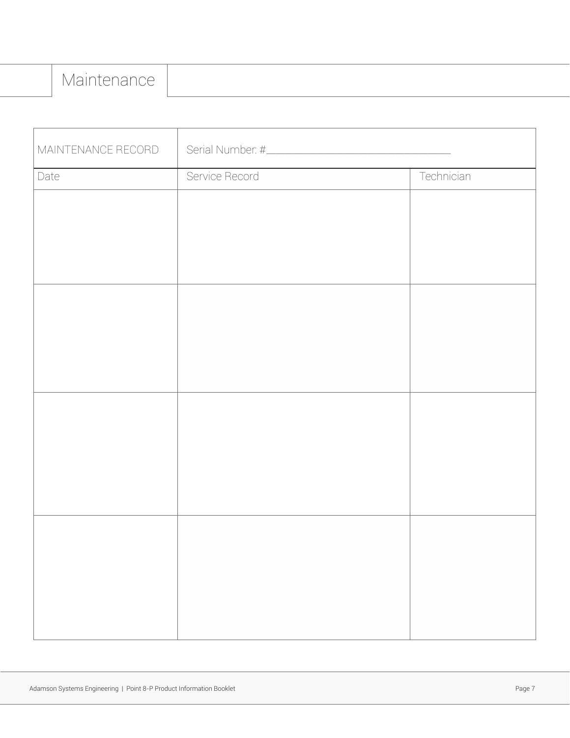# Maintenance

| MAINTENANCE RECORD | Serial Number: #________________________________ | |
|---|---|---|
| Date | Service Record | Technician |
| | | |
| | | |
| | | |
| | | |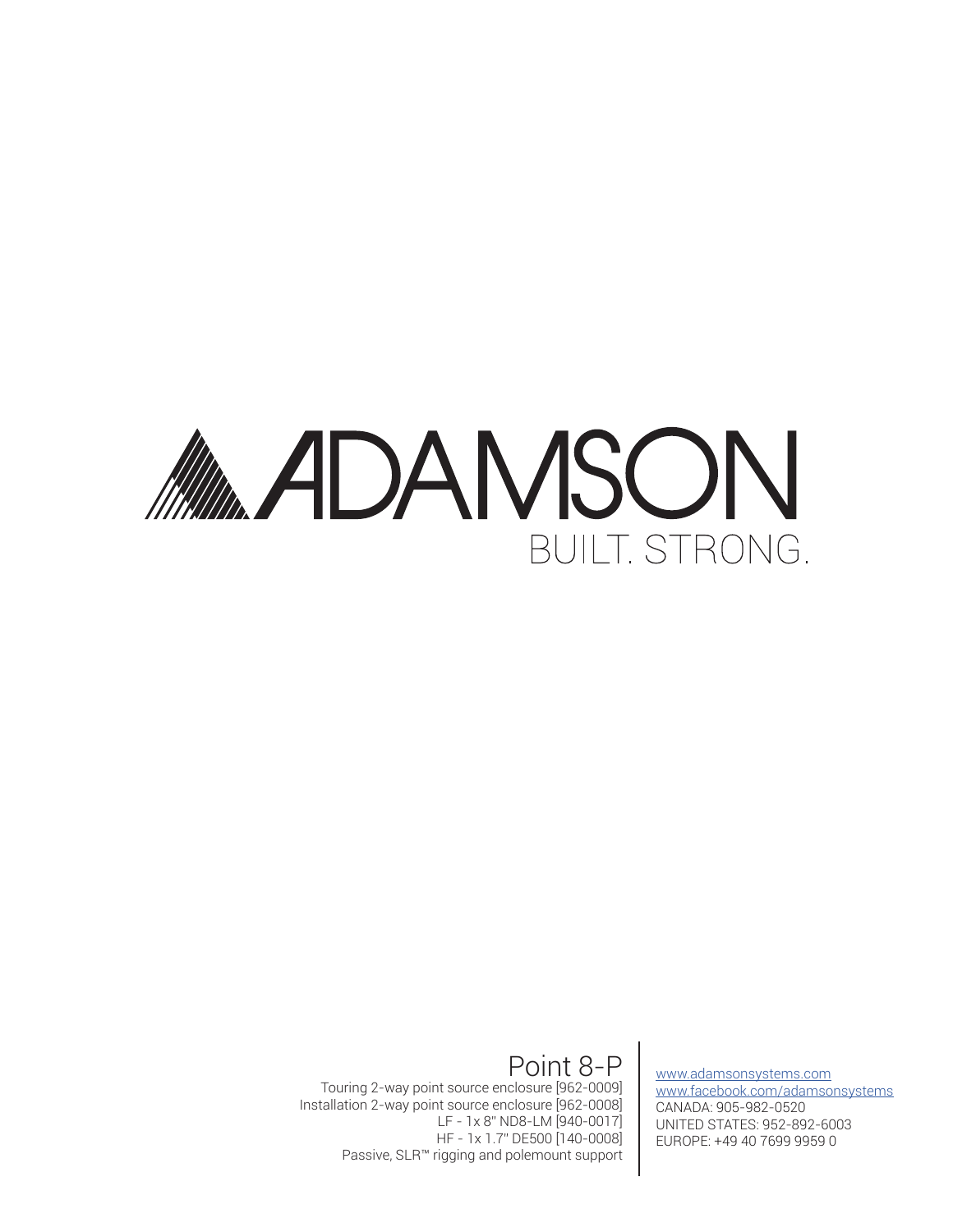# ADAMSON

BUILT. STRONG.

## Point 8-P

Touring 2-way point source enclosure [962-0009]
Installation 2-way point source enclosure [962-0008]
LF - 1x 8" ND8-LM [940-0017]
HF - 1x 1.7" DE500 [140-0008]
Passive, SLR™ rigging and polemount support

www.adamsonsystems.com
www.facebook.com/adamsonsystems
CANADA: 905-982-0520
UNITED STATES: 952-892-6003
EUROPE: +49 40 7699 9959 0